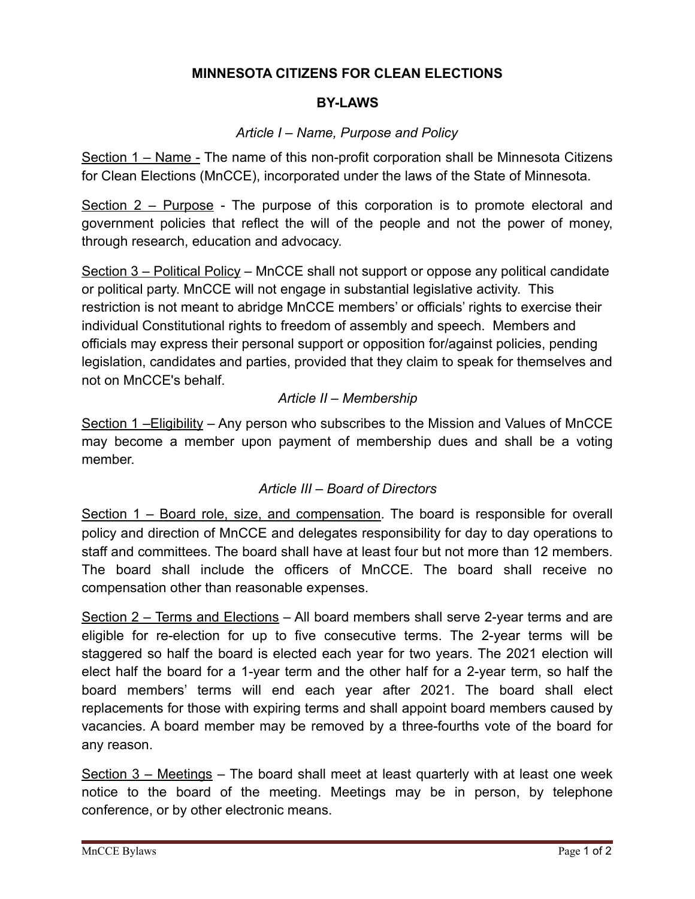# MINNESOTA CITIZENS FOR CLEAN ELECTIONS

## BY-LAWS

### *Article I – Name, Purpose and Policy*

<u>Section 1 – Name -</u> The name of this non-profit corporation shall be Minnesota Citizens for Clean Elections (MnCCE), incorporated under the laws of the State of Minnesota.

<u>Section 2 – Purpose</u> - The purpose of this corporation is to promote electoral and government policies that reflect the will of the people and not the power of money, through research, education and advocacy.

<u>Section 3 – Political Policy</u> – MnCCE shall not support or oppose any political candidate or political party. MnCCE will not engage in substantial legislative activity. This restriction is not meant to abridge MnCCE members' or officials' rights to exercise their individual Constitutional rights to freedom of assembly and speech. Members and officials may express their personal support or opposition for/against policies, pending legislation, candidates and parties, provided that they claim to speak for themselves and not on MnCCE's behalf.

### *Article II – Membership*

<u>Section 1 –Eligibility</u> – Any person who subscribes to the Mission and Values of MnCCE may become a member upon payment of membership dues and shall be a voting member.

### *Article III – Board of Directors*

<u>Section 1 – Board role, size, and compensation</u>. The board is responsible for overall policy and direction of MnCCE and delegates responsibility for day to day operations to staff and committees. The board shall have at least four but not more than 12 members. The board shall include the officers of MnCCE. The board shall receive no compensation other than reasonable expenses.

<u>Section 2 – Terms and Elections</u> – All board members shall serve 2-year terms and are eligible for re-election for up to five consecutive terms. The 2-year terms will be staggered so half the board is elected each year for two years. The 2021 election will elect half the board for a 1-year term and the other half for a 2-year term, so half the board members' terms will end each year after 2021. The board shall elect replacements for those with expiring terms and shall appoint board members caused by vacancies. A board member may be removed by a three-fourths vote of the board for any reason.

<u>Section 3 – Meetings</u> – The board shall meet at least quarterly with at least one week notice to the board of the meeting. Meetings may be in person, by telephone conference, or by other electronic means.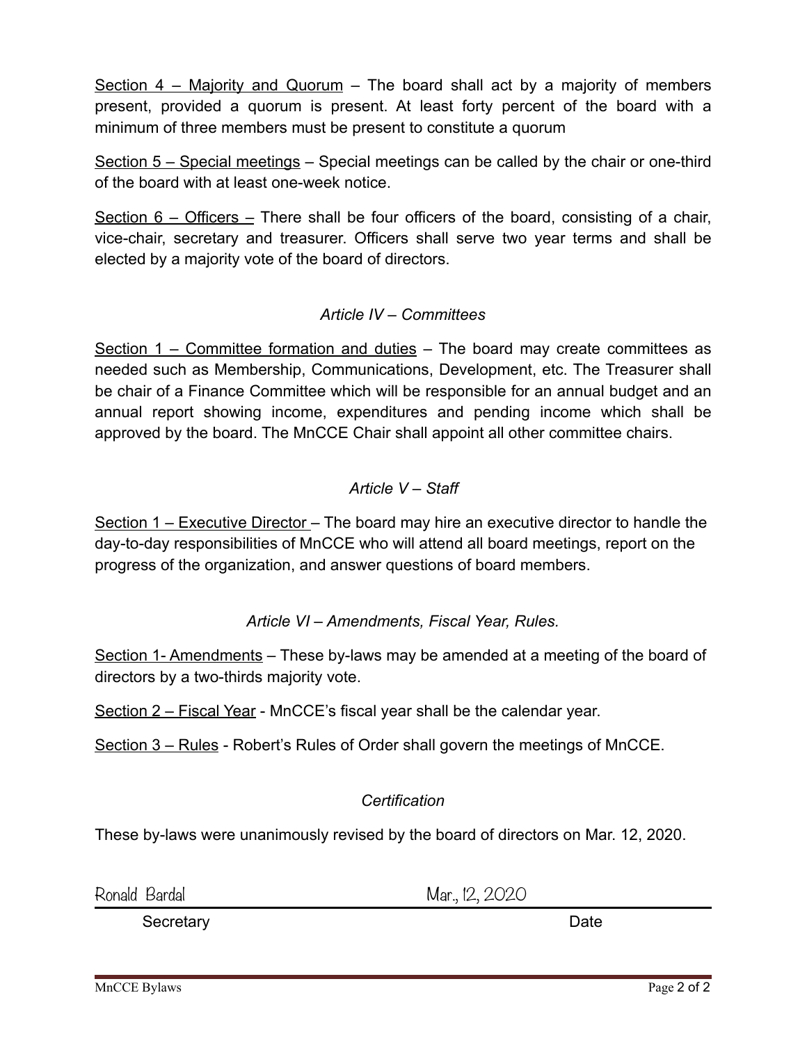<u>Section 4 – Majority and Quorum</u> – The board shall act by a majority of members present, provided a quorum is present. At least forty percent of the board with a minimum of three members must be present to constitute a quorum

<u>Section 5 – Special meetings</u> – Special meetings can be called by the chair or one-third of the board with at least one-week notice.

<u>Section 6 – Officers –</u> There shall be four officers of the board, consisting of a chair, vice-chair, secretary and treasurer. Officers shall serve two year terms and shall be elected by a majority vote of the board of directors.

### *Article IV – Committees*

<u>Section 1 – Committee formation and duties</u> – The board may create committees as needed such as Membership, Communications, Development, etc. The Treasurer shall be chair of a Finance Committee which will be responsible for an annual budget and an annual report showing income, expenditures and pending income which shall be approved by the board. The MnCCE Chair shall appoint all other committee chairs.

### *Article V – Staff*

<u>Section 1 – Executive Director</u> – The board may hire an executive director to handle the day-to-day responsibilities of MnCCE who will attend all board meetings, report on the progress of the organization, and answer questions of board members.

### *Article VI – Amendments, Fiscal Year, Rules.*

<u>Section 1- Amendments</u> – These by-laws may be amended at a meeting of the board of directors by a two-thirds majority vote.

<u>Section 2 – Fiscal Year</u> - MnCCE's fiscal year shall be the calendar year.

<u>Section 3 – Rules</u> - Robert's Rules of Order shall govern the meetings of MnCCE.

### *Certification*

These by-laws were unanimously revised by the board of directors on Mar. 12, 2020.

Ronald Bardal — Mar., 12, 2020

Secretary — Date